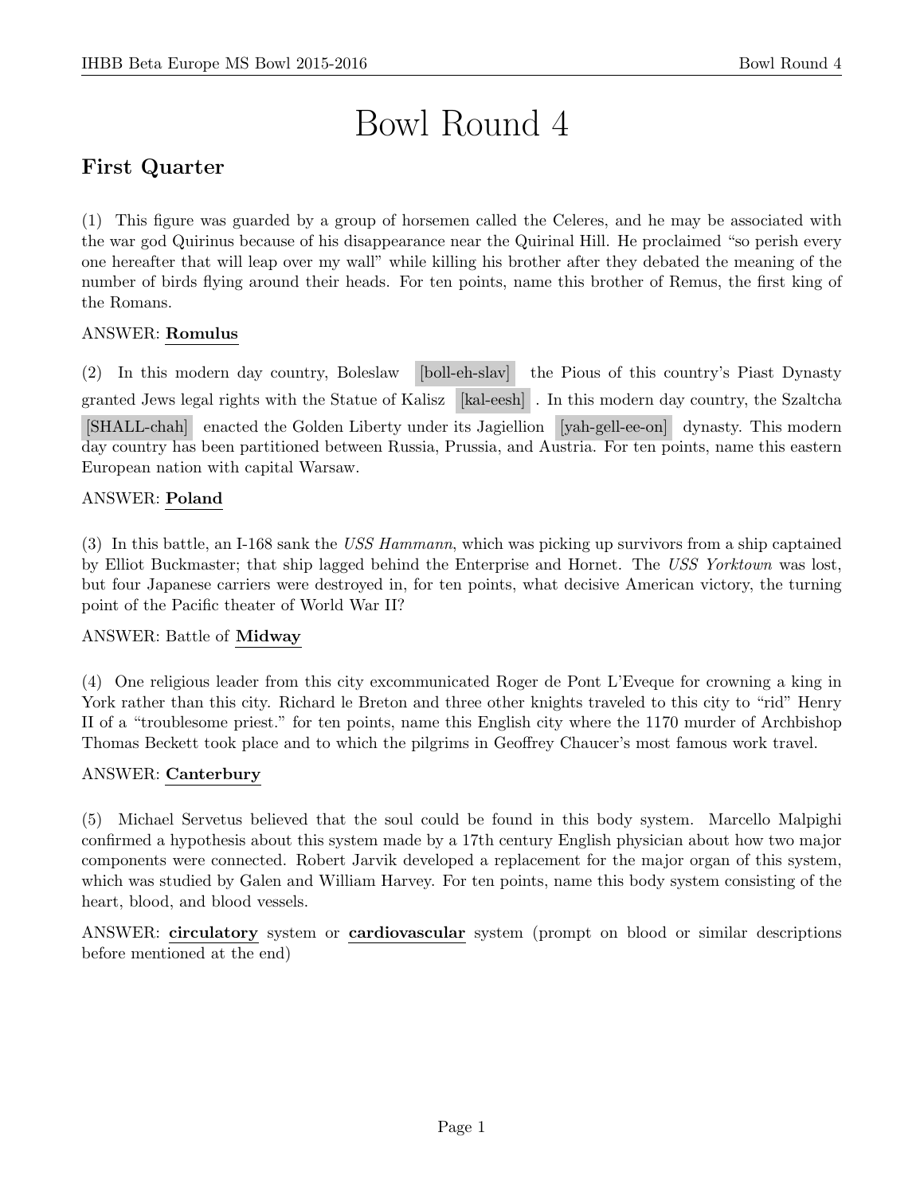# Bowl Round 4

## First Quarter

(1) This figure was guarded by a group of horsemen called the Celeres, and he may be associated with the war god Quirinus because of his disappearance near the Quirinal Hill. He proclaimed "so perish every one hereafter that will leap over my wall" while killing his brother after they debated the meaning of the number of birds flying around their heads. For ten points, name this brother of Remus, the first king of the Romans.

ANSWER: **Romulus**

(2) In this modern day country, Boleslaw [boll-eh-slav] the Pious of this country's Piast Dynasty granted Jews legal rights with the Statue of Kalisz [kal-eesh]. In this modern day country, the Szaltcha [SHALL-chah] enacted the Golden Liberty under its Jagiellion [yah-gell-ee-on] dynasty. This modern day country has been partitioned between Russia, Prussia, and Austria. For ten points, name this eastern European nation with capital Warsaw.

ANSWER: **Poland**

(3) In this battle, an I-168 sank the *USS Hammann*, which was picking up survivors from a ship captained by Elliot Buckmaster; that ship lagged behind the Enterprise and Hornet. The *USS Yorktown* was lost, but four Japanese carriers were destroyed in, for ten points, what decisive American victory, the turning point of the Pacific theater of World War II?

ANSWER: Battle of **Midway**

(4) One religious leader from this city excommunicated Roger de Pont L'Eveque for crowning a king in York rather than this city. Richard le Breton and three other knights traveled to this city to "rid" Henry II of a "troublesome priest." for ten points, name this English city where the 1170 murder of Archbishop Thomas Beckett took place and to which the pilgrims in Geoffrey Chaucer's most famous work travel.

ANSWER: **Canterbury**

(5) Michael Servetus believed that the soul could be found in this body system. Marcello Malpighi confirmed a hypothesis about this system made by a 17th century English physician about how two major components were connected. Robert Jarvik developed a replacement for the major organ of this system, which was studied by Galen and William Harvey. For ten points, name this body system consisting of the heart, blood, and blood vessels.

ANSWER: **circulatory** system or **cardiovascular** system (prompt on blood or similar descriptions before mentioned at the end)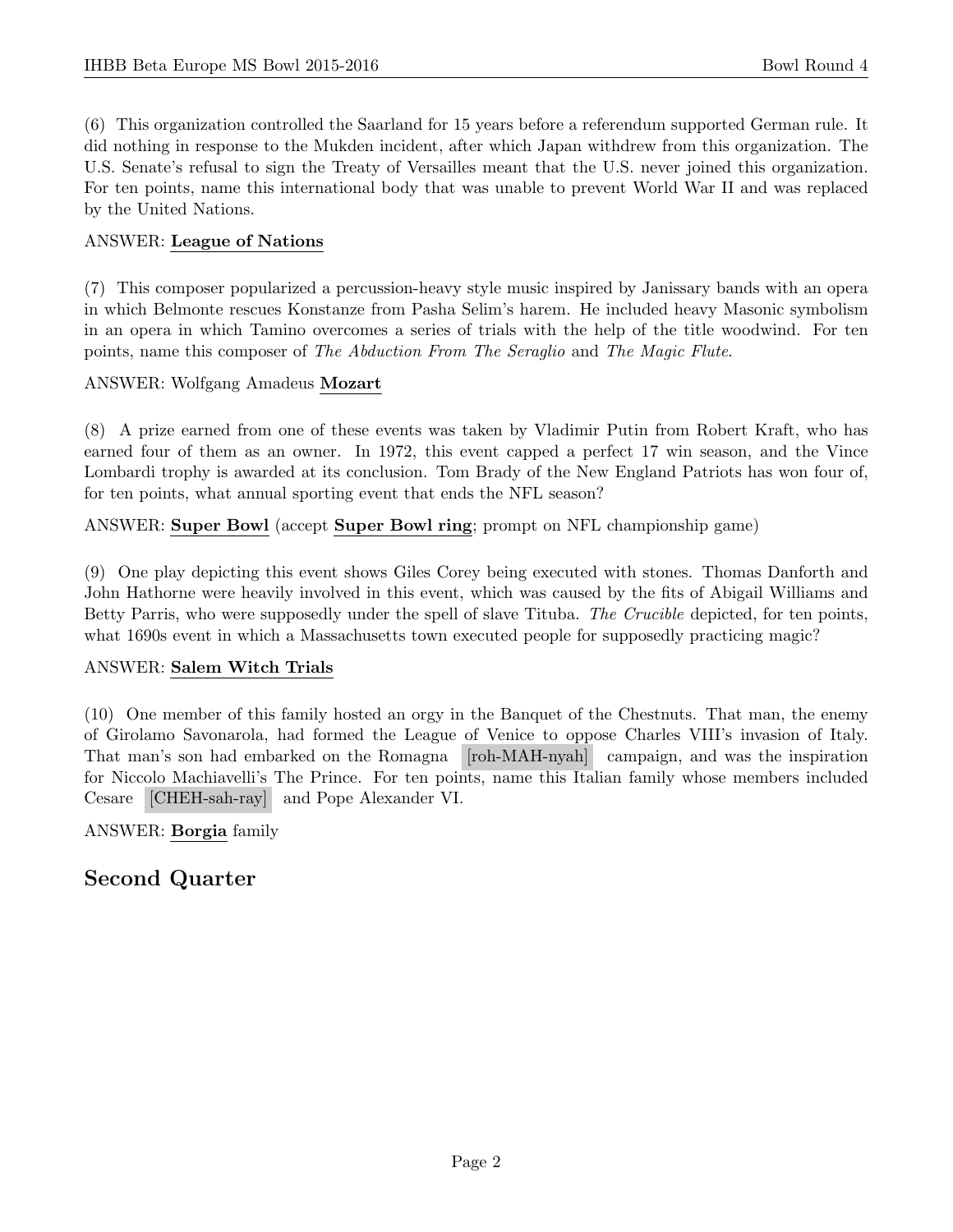(6) This organization controlled the Saarland for 15 years before a referendum supported German rule. It did nothing in response to the Mukden incident, after which Japan withdrew from this organization. The U.S. Senate's refusal to sign the Treaty of Versailles meant that the U.S. never joined this organization. For ten points, name this international body that was unable to prevent World War II and was replaced by the United Nations.

ANSWER: **League of Nations**

(7) This composer popularized a percussion-heavy style music inspired by Janissary bands with an opera in which Belmonte rescues Konstanze from Pasha Selim's harem. He included heavy Masonic symbolism in an opera in which Tamino overcomes a series of trials with the help of the title woodwind. For ten points, name this composer of *The Abduction From The Seraglio* and *The Magic Flute*.

ANSWER: Wolfgang Amadeus **Mozart**

(8) A prize earned from one of these events was taken by Vladimir Putin from Robert Kraft, who has earned four of them as an owner. In 1972, this event capped a perfect 17 win season, and the Vince Lombardi trophy is awarded at its conclusion. Tom Brady of the New England Patriots has won four of, for ten points, what annual sporting event that ends the NFL season?

ANSWER: **Super Bowl** (accept **Super Bowl ring**; prompt on NFL championship game)

(9) One play depicting this event shows Giles Corey being executed with stones. Thomas Danforth and John Hathorne were heavily involved in this event, which was caused by the fits of Abigail Williams and Betty Parris, who were supposedly under the spell of slave Tituba. *The Crucible* depicted, for ten points, what 1690s event in which a Massachusetts town executed people for supposedly practicing magic?

ANSWER: **Salem Witch Trials**

(10) One member of this family hosted an orgy in the Banquet of the Chestnuts. That man, the enemy of Girolamo Savonarola, had formed the League of Venice to oppose Charles VIII's invasion of Italy. That man's son had embarked on the Romagna [roh-MAH-nyah] campaign, and was the inspiration for Niccolo Machiavelli's The Prince. For ten points, name this Italian family whose members included Cesare [CHEH-sah-ray] and Pope Alexander VI.

ANSWER: **Borgia** family

## Second Quarter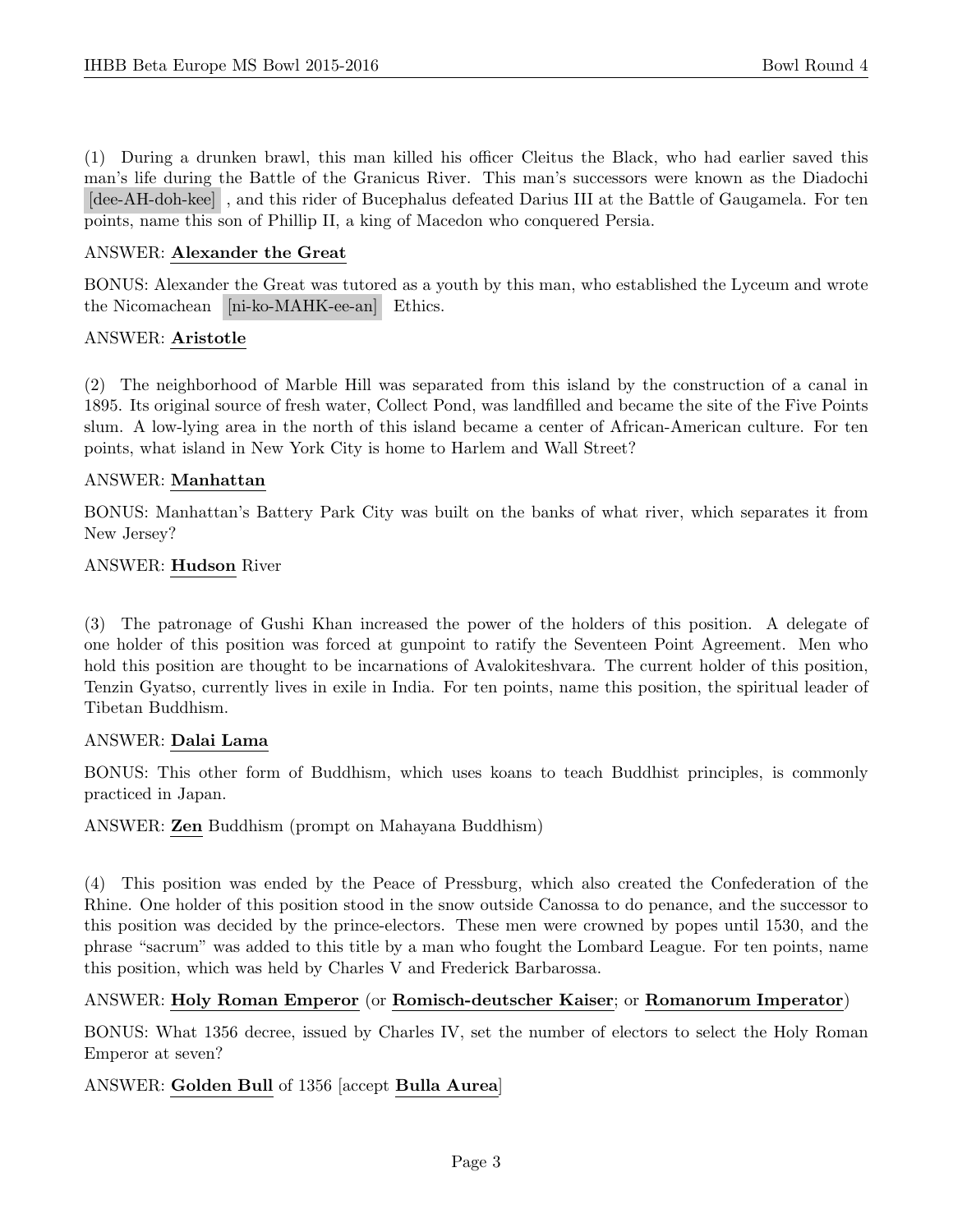(1) During a drunken brawl, this man killed his officer Cleitus the Black, who had earlier saved this man's life during the Battle of the Granicus River. This man's successors were known as the Diadochi [dee-AH-doh-kee] , and this rider of Bucephalus defeated Darius III at the Battle of Gaugamela. For ten points, name this son of Phillip II, a king of Macedon who conquered Persia.

ANSWER: **Alexander the Great**

BONUS: Alexander the Great was tutored as a youth by this man, who established the Lyceum and wrote the Nicomachean [ni-ko-MAHK-ee-an] Ethics.

ANSWER: **Aristotle**

(2) The neighborhood of Marble Hill was separated from this island by the construction of a canal in 1895. Its original source of fresh water, Collect Pond, was landfilled and became the site of the Five Points slum. A low-lying area in the north of this island became a center of African-American culture. For ten points, what island in New York City is home to Harlem and Wall Street?

ANSWER: **Manhattan**

BONUS: Manhattan's Battery Park City was built on the banks of what river, which separates it from New Jersey?

ANSWER: **Hudson** River

(3) The patronage of Gushi Khan increased the power of the holders of this position. A delegate of one holder of this position was forced at gunpoint to ratify the Seventeen Point Agreement. Men who hold this position are thought to be incarnations of Avalokiteshvara. The current holder of this position, Tenzin Gyatso, currently lives in exile in India. For ten points, name this position, the spiritual leader of Tibetan Buddhism.

ANSWER: **Dalai Lama**

BONUS: This other form of Buddhism, which uses koans to teach Buddhist principles, is commonly practiced in Japan.

ANSWER: **Zen** Buddhism (prompt on Mahayana Buddhism)

(4) This position was ended by the Peace of Pressburg, which also created the Confederation of the Rhine. One holder of this position stood in the snow outside Canossa to do penance, and the successor to this position was decided by the prince-electors. These men were crowned by popes until 1530, and the phrase "sacrum" was added to this title by a man who fought the Lombard League. For ten points, name this position, which was held by Charles V and Frederick Barbarossa.

ANSWER: **Holy Roman Emperor** (or **Romisch-deutscher Kaiser**; or **Romanorum Imperator**)

BONUS: What 1356 decree, issued by Charles IV, set the number of electors to select the Holy Roman Emperor at seven?

ANSWER: **Golden Bull** of 1356 [accept **Bulla Aurea**]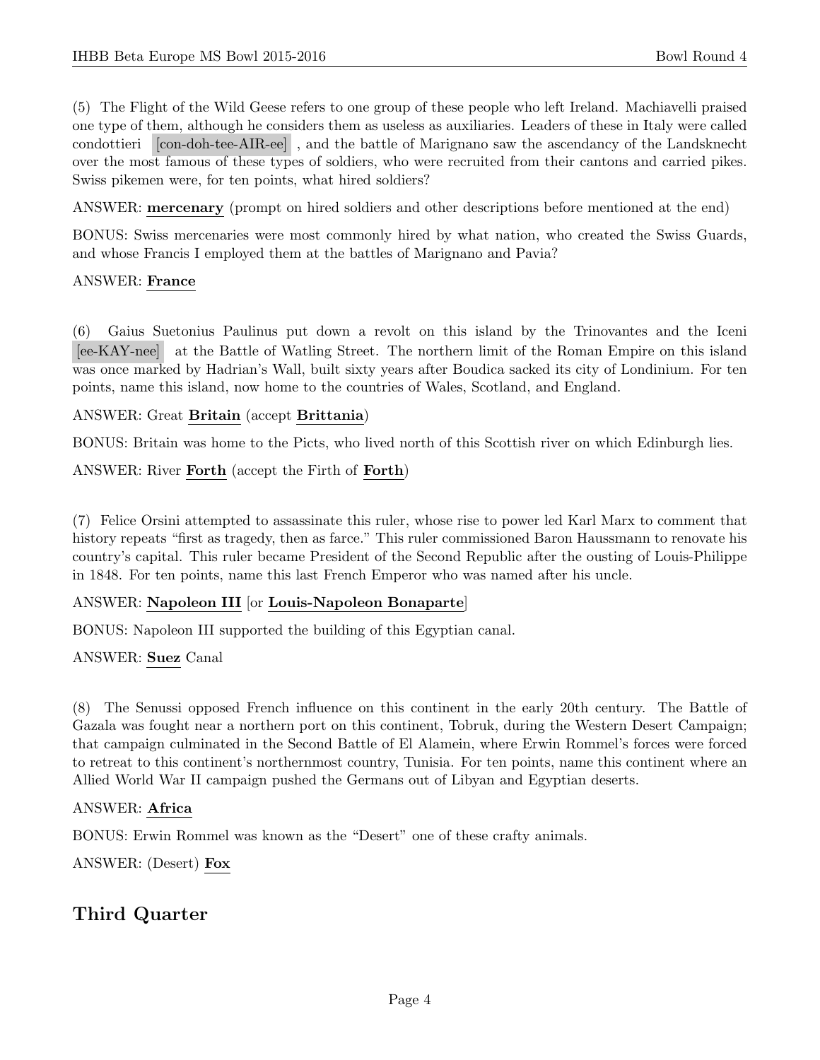(5) The Flight of the Wild Geese refers to one group of these people who left Ireland. Machiavelli praised one type of them, although he considers them as useless as auxiliaries. Leaders of these in Italy were called condottieri [con-doh-tee-AIR-ee], and the battle of Marignano saw the ascendancy of the Landsknecht over the most famous of these types of soldiers, who were recruited from their cantons and carried pikes. Swiss pikemen were, for ten points, what hired soldiers?

ANSWER: **mercenary** (prompt on hired soldiers and other descriptions before mentioned at the end)

BONUS: Swiss mercenaries were most commonly hired by what nation, who created the Swiss Guards, and whose Francis I employed them at the battles of Marignano and Pavia?

ANSWER: **France**

(6) Gaius Suetonius Paulinus put down a revolt on this island by the Trinovantes and the Iceni [ee-KAY-nee] at the Battle of Watling Street. The northern limit of the Roman Empire on this island was once marked by Hadrian's Wall, built sixty years after Boudica sacked its city of Londinium. For ten points, name this island, now home to the countries of Wales, Scotland, and England.

ANSWER: Great **Britain** (accept **Brittania**)

BONUS: Britain was home to the Picts, who lived north of this Scottish river on which Edinburgh lies.

ANSWER: River **Forth** (accept the Firth of **Forth**)

(7) Felice Orsini attempted to assassinate this ruler, whose rise to power led Karl Marx to comment that history repeats "first as tragedy, then as farce." This ruler commissioned Baron Haussmann to renovate his country's capital. This ruler became President of the Second Republic after the ousting of Louis-Philippe in 1848. For ten points, name this last French Emperor who was named after his uncle.

ANSWER: **Napoleon III** [or **Louis-Napoleon Bonaparte**]

BONUS: Napoleon III supported the building of this Egyptian canal.

ANSWER: **Suez** Canal

(8) The Senussi opposed French influence on this continent in the early 20th century. The Battle of Gazala was fought near a northern port on this continent, Tobruk, during the Western Desert Campaign; that campaign culminated in the Second Battle of El Alamein, where Erwin Rommel's forces were forced to retreat to this continent's northernmost country, Tunisia. For ten points, name this continent where an Allied World War II campaign pushed the Germans out of Libyan and Egyptian deserts.

ANSWER: **Africa**

BONUS: Erwin Rommel was known as the "Desert" one of these crafty animals.

ANSWER: (Desert) **Fox**

## Third Quarter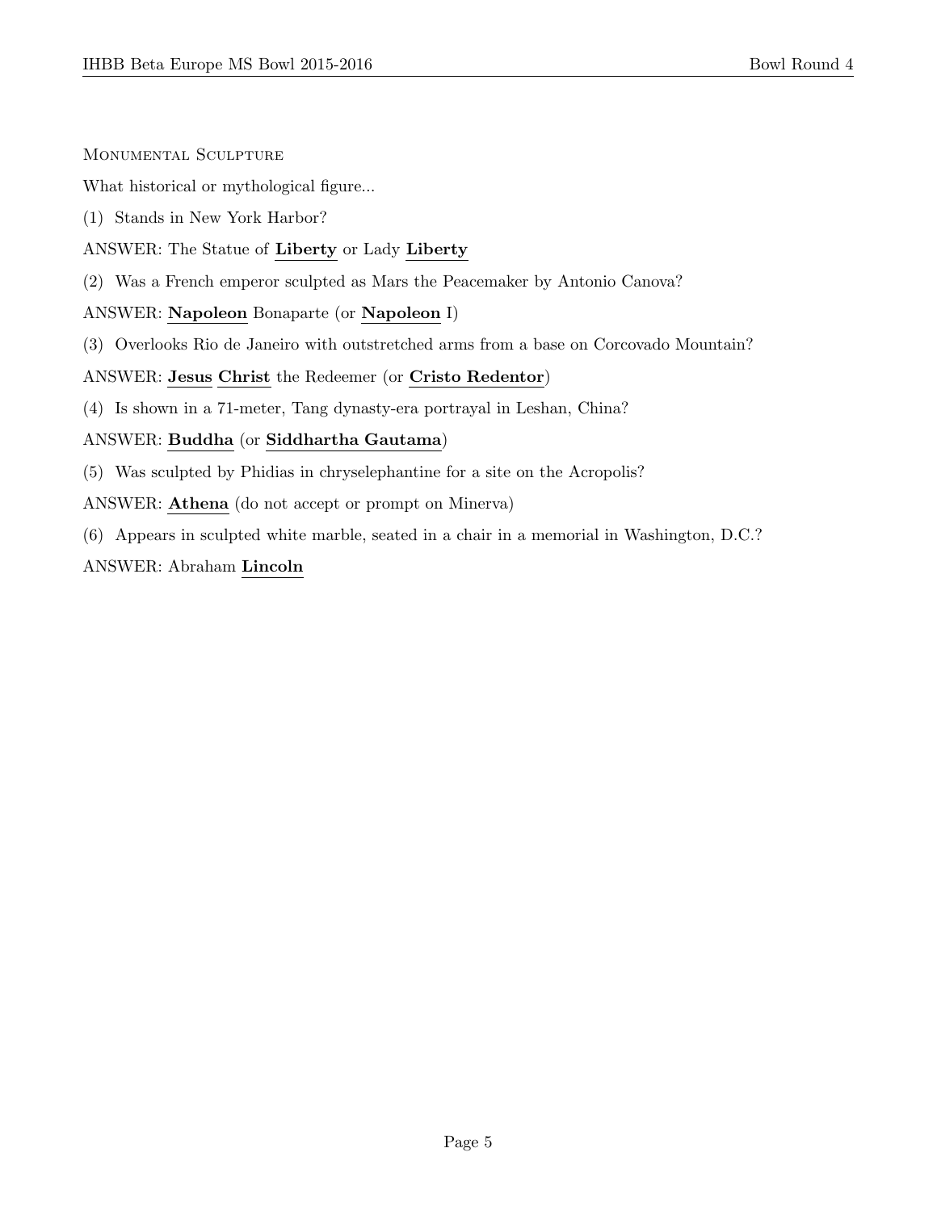## Monumental Sculpture

What historical or mythological figure...

(1) Stands in New York Harbor?

ANSWER: The Statue of **Liberty** or Lady **Liberty**

(2) Was a French emperor sculpted as Mars the Peacemaker by Antonio Canova?

ANSWER: **Napoleon** Bonaparte (or **Napoleon** I)

(3) Overlooks Rio de Janeiro with outstretched arms from a base on Corcovado Mountain?

ANSWER: **Jesus** **Christ** the Redeemer (or **Cristo Redentor**)

(4) Is shown in a 71-meter, Tang dynasty-era portrayal in Leshan, China?

ANSWER: **Buddha** (or **Siddhartha Gautama**)

(5) Was sculpted by Phidias in chryselephantine for a site on the Acropolis?

ANSWER: **Athena** (do not accept or prompt on Minerva)

(6) Appears in sculpted white marble, seated in a chair in a memorial in Washington, D.C.?

ANSWER: Abraham **Lincoln**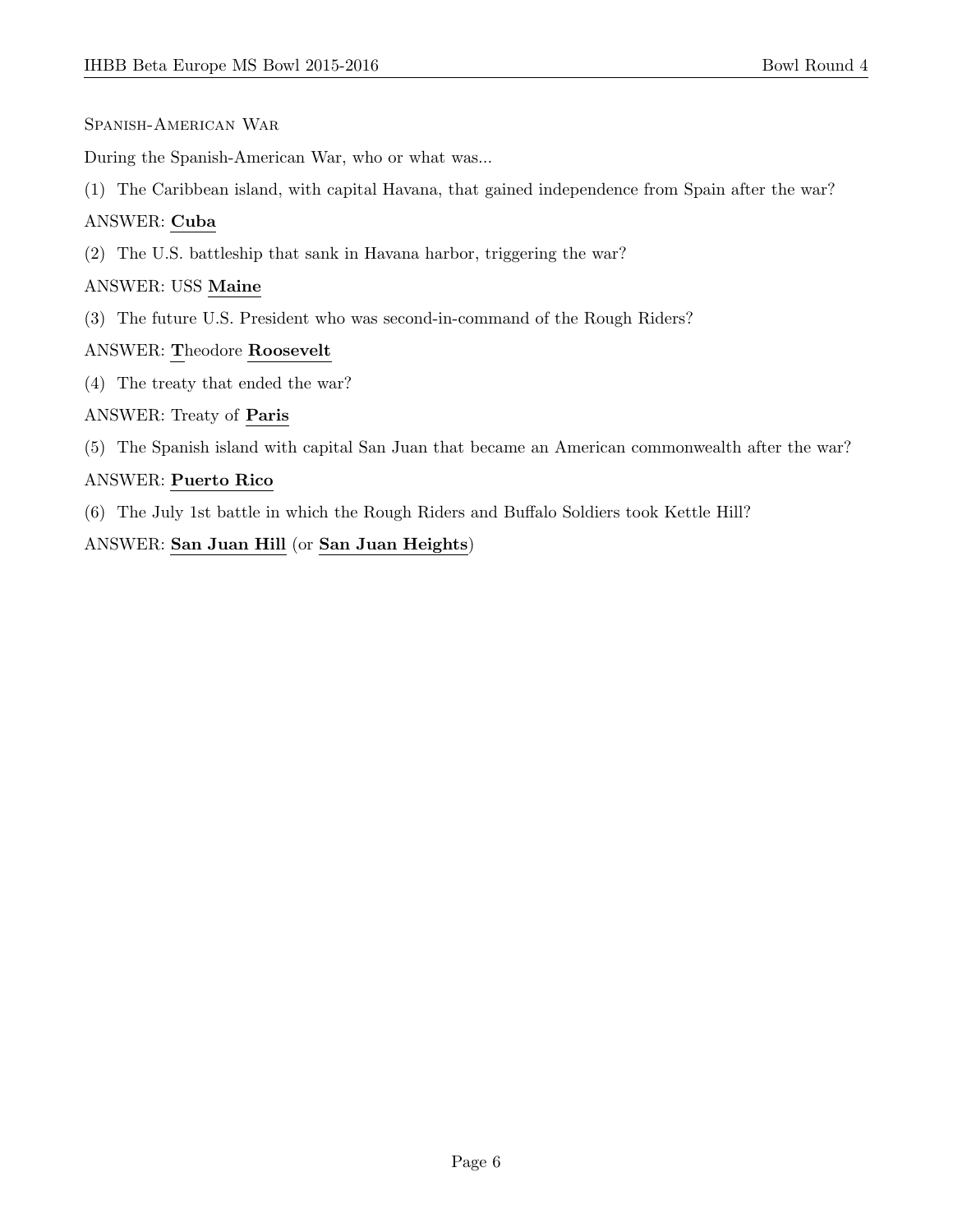Spanish-American War

During the Spanish-American War, who or what was...

(1) The Caribbean island, with capital Havana, that gained independence from Spain after the war?

ANSWER: **Cuba**

(2) The U.S. battleship that sank in Havana harbor, triggering the war?

ANSWER: USS **Maine**

(3) The future U.S. President who was second-in-command of the Rough Riders?

ANSWER: **T**heodore **Roosevelt**

(4) The treaty that ended the war?

ANSWER: Treaty of **Paris**

(5) The Spanish island with capital San Juan that became an American commonwealth after the war?

ANSWER: **Puerto Rico**

(6) The July 1st battle in which the Rough Riders and Buffalo Soldiers took Kettle Hill?

ANSWER: **San Juan Hill** (or **San Juan Heights**)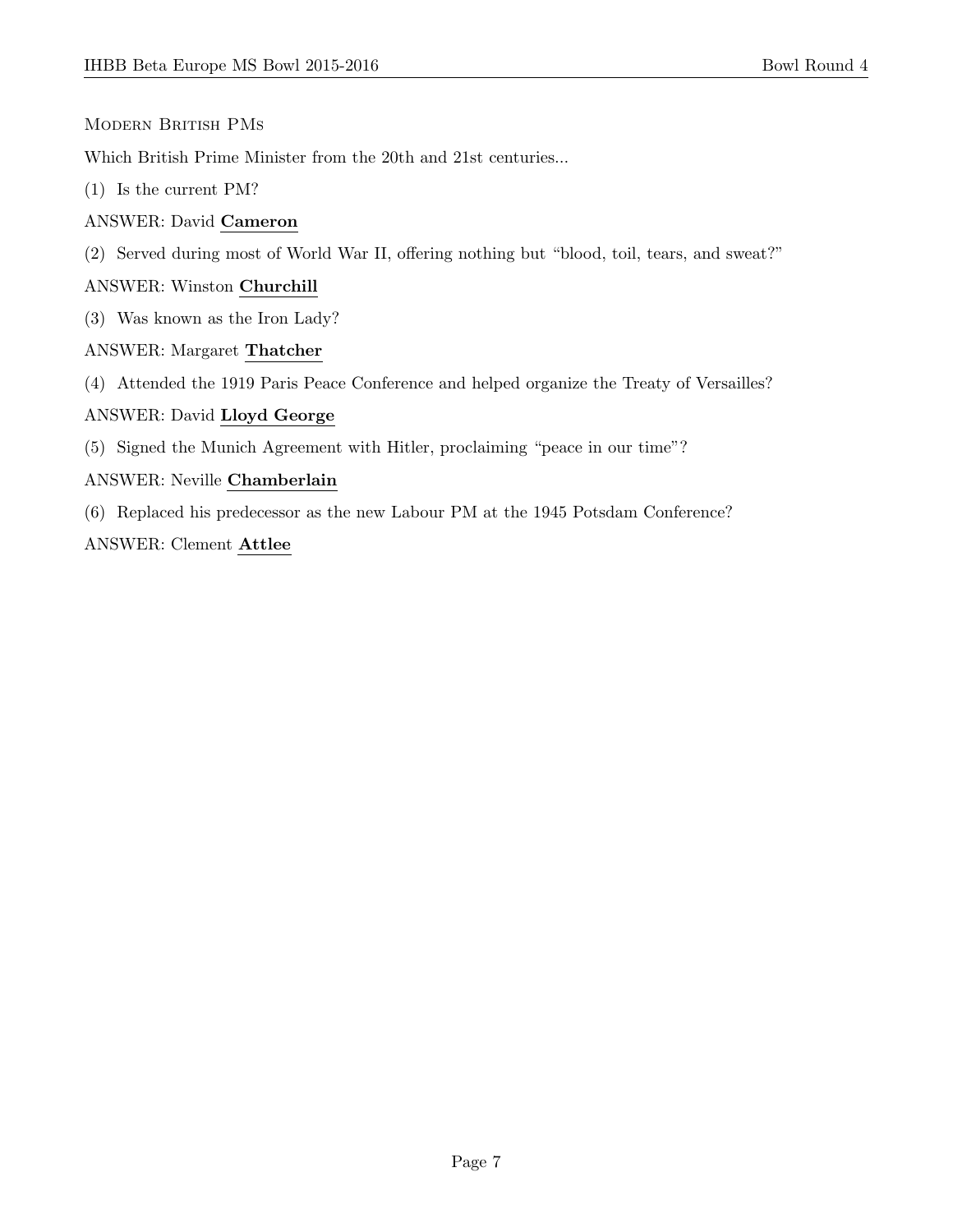## Modern British PMs

Which British Prime Minister from the 20th and 21st centuries...

(1) Is the current PM?

ANSWER: David **Cameron**

(2) Served during most of World War II, offering nothing but "blood, toil, tears, and sweat?"

ANSWER: Winston **Churchill**

(3) Was known as the Iron Lady?

ANSWER: Margaret **Thatcher**

(4) Attended the 1919 Paris Peace Conference and helped organize the Treaty of Versailles?

ANSWER: David **Lloyd George**

(5) Signed the Munich Agreement with Hitler, proclaiming "peace in our time"?

ANSWER: Neville **Chamberlain**

(6) Replaced his predecessor as the new Labour PM at the 1945 Potsdam Conference?

ANSWER: Clement **Attlee**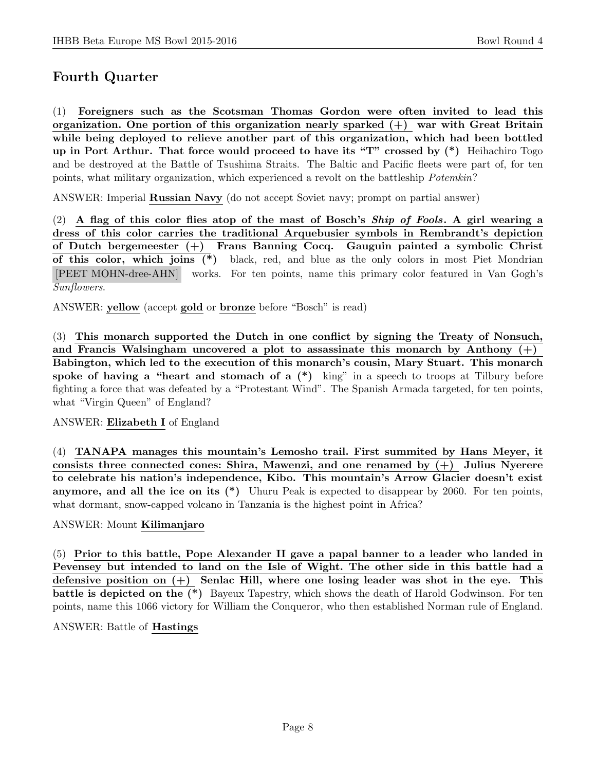## Fourth Quarter

(1) **Foreigners such as the Scotsman Thomas Gordon were often invited to lead this organization. One portion of this organization nearly sparked (+) war with Great Britain while being deployed to relieve another part of this organization, which had been bottled up in Port Arthur. That force would proceed to have its "T" crossed by (*)** Heihachiro Togo and be destroyed at the Battle of Tsushima Straits. The Baltic and Pacific fleets were part of, for ten points, what military organization, which experienced a revolt on the battleship *Potemkin*?

ANSWER: Imperial **Russian Navy** (do not accept Soviet navy; prompt on partial answer)

(2) **A flag of this color flies atop of the mast of Bosch's *Ship of Fools*. A girl wearing a dress of this color carries the traditional Arquebusier symbols in Rembrandt's depiction of Dutch bergemeester (+) Frans Banning Cocq. Gauguin painted a symbolic Christ of this color, which joins (*)** black, red, and blue as the only colors in most Piet Mondrian [PEET MOHN-dree-AHN] works. For ten points, name this primary color featured in Van Gogh's *Sunflowers*.

ANSWER: **yellow** (accept **gold** or **bronze** before "Bosch" is read)

(3) **This monarch supported the Dutch in one conflict by signing the Treaty of Nonsuch, and Francis Walsingham uncovered a plot to assassinate this monarch by Anthony (+) Babington, which led to the execution of this monarch's cousin, Mary Stuart. This monarch spoke of having a "heart and stomach of a (*)** king" in a speech to troops at Tilbury before fighting a force that was defeated by a "Protestant Wind". The Spanish Armada targeted, for ten points, what "Virgin Queen" of England?

ANSWER: **Elizabeth I** of England

(4) **TANAPA manages this mountain's Lemosho trail. First summited by Hans Meyer, it consists three connected cones: Shira, Mawenzi, and one renamed by (+) Julius Nyerere to celebrate his nation's independence, Kibo. This mountain's Arrow Glacier doesn't exist anymore, and all the ice on its (*)** Uhuru Peak is expected to disappear by 2060. For ten points, what dormant, snow-capped volcano in Tanzania is the highest point in Africa?

ANSWER: Mount **Kilimanjaro**

(5) **Prior to this battle, Pope Alexander II gave a papal banner to a leader who landed in Pevensey but intended to land on the Isle of Wight. The other side in this battle had a defensive position on (+) Senlac Hill, where one losing leader was shot in the eye. This battle is depicted on the (*)** Bayeux Tapestry, which shows the death of Harold Godwinson. For ten points, name this 1066 victory for William the Conqueror, who then established Norman rule of England.

ANSWER: Battle of **Hastings**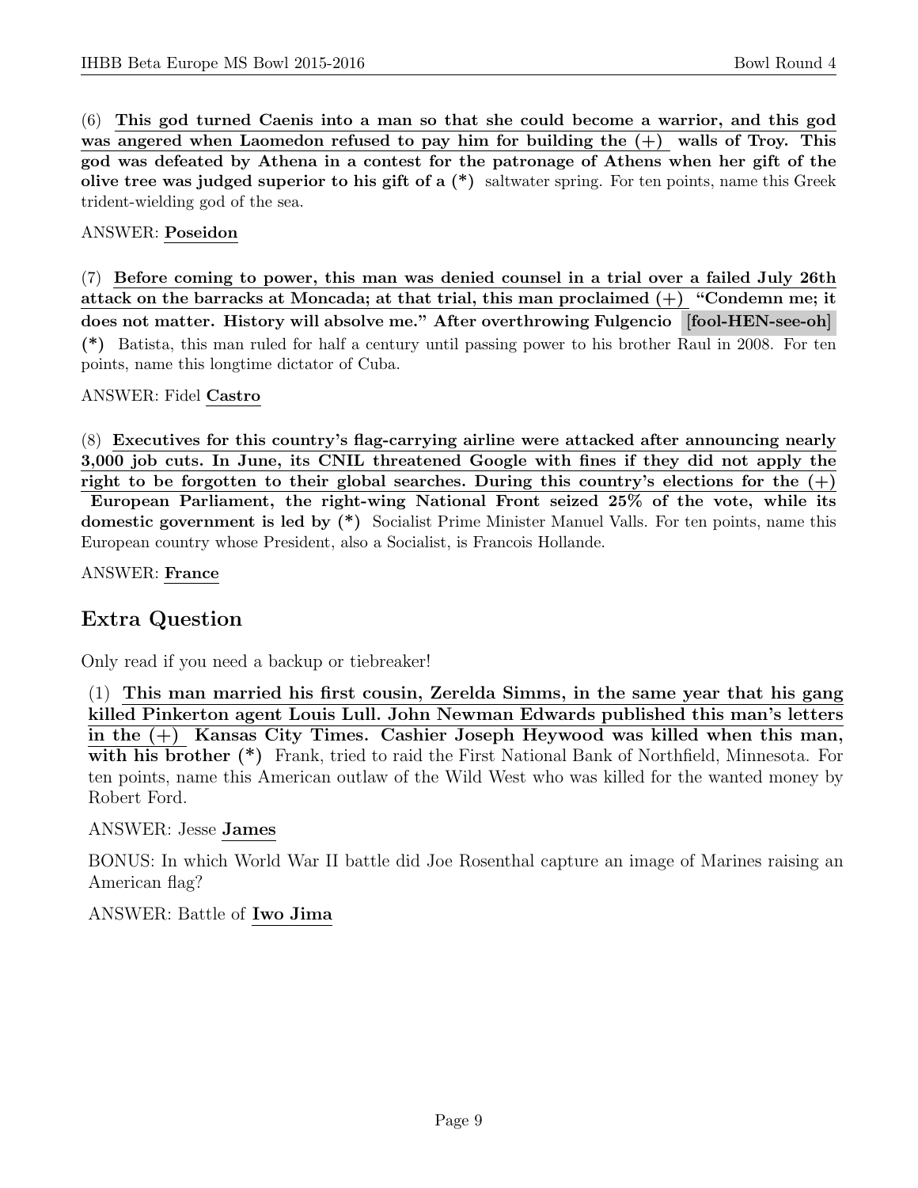(6) **This god turned Caenis into a man so that she could become a warrior, and this god was angered when Laomedon refused to pay him for building the (+) walls of Troy. This god was defeated by Athena in a contest for the patronage of Athens when her gift of the olive tree was judged superior to his gift of a (*)** saltwater spring. For ten points, name this Greek trident-wielding god of the sea.

ANSWER: **Poseidon**

(7) **Before coming to power, this man was denied counsel in a trial over a failed July 26th attack on the barracks at Moncada; at that trial, this man proclaimed (+) "Condemn me; it does not matter. History will absolve me." After overthrowing Fulgencio [fool-HEN-see-oh] (*)** Batista, this man ruled for half a century until passing power to his brother Raul in 2008. For ten points, name this longtime dictator of Cuba.

ANSWER: Fidel **Castro**

(8) **Executives for this country's flag-carrying airline were attacked after announcing nearly 3,000 job cuts. In June, its CNIL threatened Google with fines if they did not apply the right to be forgotten to their global searches. During this country's elections for the (+) European Parliament, the right-wing National Front seized 25% of the vote, while its domestic government is led by (*)** Socialist Prime Minister Manuel Valls. For ten points, name this European country whose President, also a Socialist, is Francois Hollande.

ANSWER: **France**

## Extra Question

Only read if you need a backup or tiebreaker!

(1) **This man married his first cousin, Zerelda Simms, in the same year that his gang killed Pinkerton agent Louis Lull. John Newman Edwards published this man's letters in the (+) Kansas City Times. Cashier Joseph Heywood was killed when this man, with his brother (*)** Frank, tried to raid the First National Bank of Northfield, Minnesota. For ten points, name this American outlaw of the Wild West who was killed for the wanted money by Robert Ford.

ANSWER: Jesse **James**

BONUS: In which World War II battle did Joe Rosenthal capture an image of Marines raising an American flag?

ANSWER: Battle of **Iwo Jima**